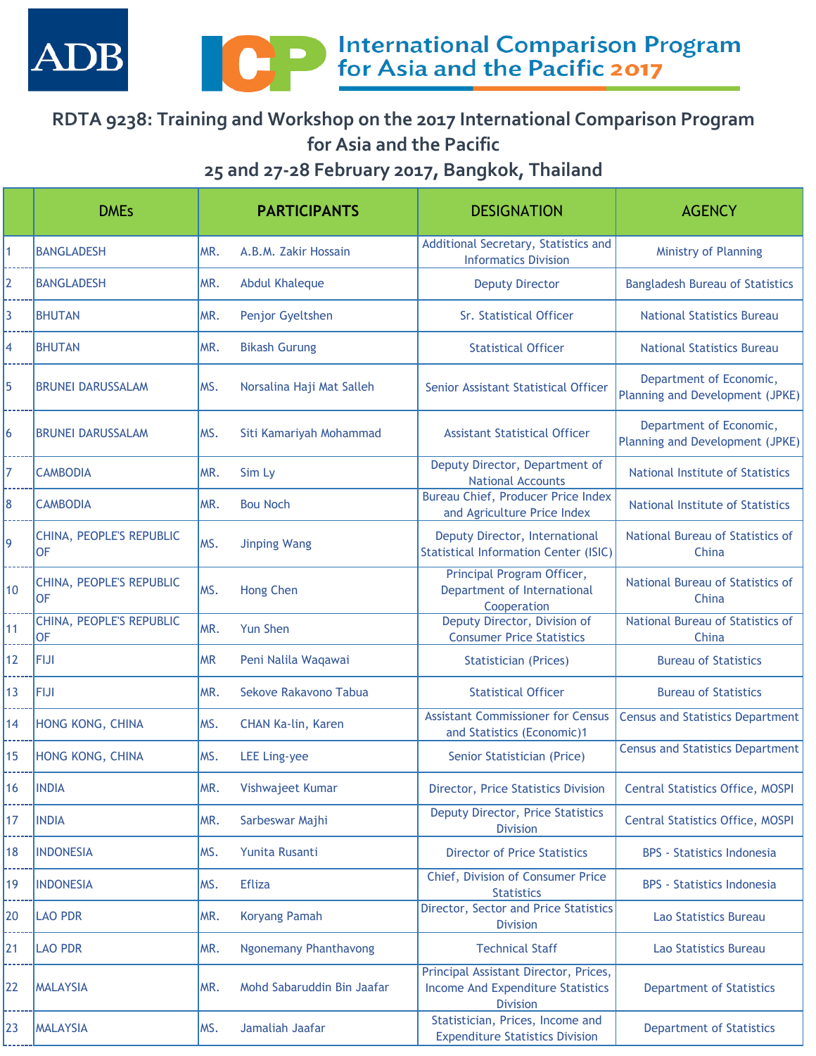ADB

International Comparison Program for Asia and the Pacific 2017

## RDTA 9238: Training and Workshop on the 2017 International Comparison Program for Asia and the Pacific
## 25 and 27-28 February 2017, Bangkok, Thailand

| | DMEs | PARTICIPANTS | | DESIGNATION | AGENCY |
|---|---|---|---|---|---|
| 1 | BANGLADESH | MR. | A.B.M. Zakir Hossain | Additional Secretary, Statistics and Informatics Division | Ministry of Planning |
| 2 | BANGLADESH | MR. | Abdul Khaleque | Deputy Director | Bangladesh Bureau of Statistics |
| 3 | BHUTAN | MR. | Penjor Gyeltshen | Sr. Statistical Officer | National Statistics Bureau |
| 4 | BHUTAN | MR. | Bikash Gurung | Statistical Officer | National Statistics Bureau |
| 5 | BRUNEI DARUSSALAM | MS. | Norsalina Haji Mat Salleh | Senior Assistant Statistical Officer | Department of Economic, Planning and Development (JPKE) |
| 6 | BRUNEI DARUSSALAM | MS. | Siti Kamariyah Mohammad | Assistant Statistical Officer | Department of Economic, Planning and Development (JPKE) |
| 7 | CAMBODIA | MR. | Sim Ly | Deputy Director, Department of National Accounts | National Institute of Statistics |
| 8 | CAMBODIA | MR. | Bou Noch | Bureau Chief, Producer Price Index and Agriculture Price Index | National Institute of Statistics |
| 9 | CHINA, PEOPLE'S REPUBLIC OF | MS. | Jinping Wang | Deputy Director, International Statistical Information Center (ISIC) | National Bureau of Statistics of China |
| 10 | CHINA, PEOPLE'S REPUBLIC OF | MS. | Hong Chen | Principal Program Officer, Department of International Cooperation | National Bureau of Statistics of China |
| 11 | CHINA, PEOPLE'S REPUBLIC OF | MR. | Yun Shen | Deputy Director, Division of Consumer Price Statistics | National Bureau of Statistics of China |
| 12 | FIJI | MR | Peni Nalila Waqawai | Statistician (Prices) | Bureau of Statistics |
| 13 | FIJI | MR. | Sekove Rakavono Tabua | Statistical Officer | Bureau of Statistics |
| 14 | HONG KONG, CHINA | MS. | CHAN Ka-lin, Karen | Assistant Commissioner for Census and Statistics (Economic)1 | Census and Statistics Department |
| 15 | HONG KONG, CHINA | MS. | LEE Ling-yee | Senior Statistician (Price) | Census and Statistics Department |
| 16 | INDIA | MR. | Vishwajeet Kumar | Director, Price Statistics Division | Central Statistics Office, MOSPI |
| 17 | INDIA | MR. | Sarbeswar Majhi | Deputy Director, Price Statistics Division | Central Statistics Office, MOSPI |
| 18 | INDONESIA | MS. | Yunita Rusanti | Director of Price Statistics | BPS - Statistics Indonesia |
| 19 | INDONESIA | MS. | Efliza | Chief, Division of Consumer Price Statistics | BPS - Statistics Indonesia |
| 20 | LAO PDR | MR. | Koryang Pamah | Director, Sector and Price Statistics Division | Lao Statistics Bureau |
| 21 | LAO PDR | MR. | Ngonemany Phanthavong | Technical Staff | Lao Statistics Bureau |
| 22 | MALAYSIA | MR. | Mohd Sabaruddin Bin Jaafar | Principal Assistant Director, Prices, Income And Expenditure Statistics Division | Department of Statistics |
| 23 | MALAYSIA | MS. | Jamaliah Jaafar | Statistician, Prices, Income and Expenditure Statistics Division | Department of Statistics |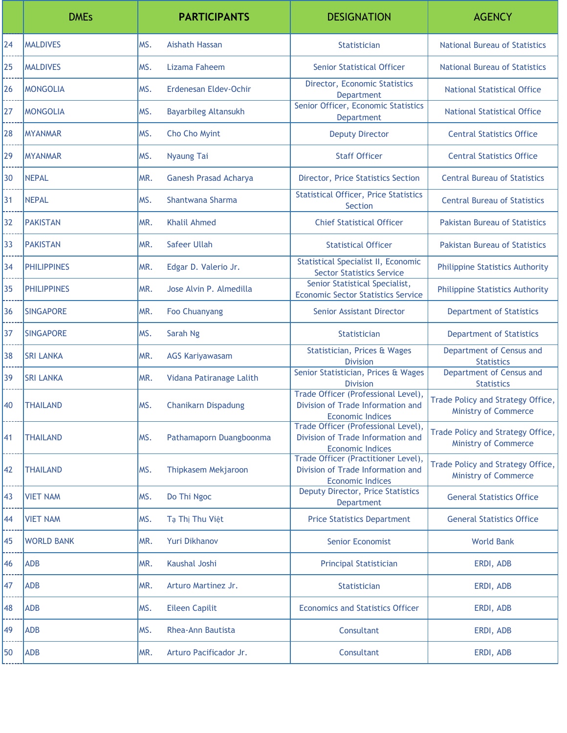| | DMEs | PARTICIPANTS | | DESIGNATION | AGENCY |
|---|---|---|---|---|---|
| 24 | MALDIVES | MS. | Aishath Hassan | Statistician | National Bureau of Statistics |
| 25 | MALDIVES | MS. | Lizama Faheem | Senior Statistical Officer | National Bureau of Statistics |
| 26 | MONGOLIA | MS. | Erdenesan Eldev-Ochir | Director, Economic Statistics Department | National Statistical Office |
| 27 | MONGOLIA | MS. | Bayarbileg Altansukh | Senior Officer, Economic Statistics Department | National Statistical Office |
| 28 | MYANMAR | MS. | Cho Cho Myint | Deputy Director | Central Statistics Office |
| 29 | MYANMAR | MS. | Nyaung Tai | Staff Officer | Central Statistics Office |
| 30 | NEPAL | MR. | Ganesh Prasad Acharya | Director, Price Statistics Section | Central Bureau of Statistics |
| 31 | NEPAL | MS. | Shantwana Sharma | Statistical Officer, Price Statistics Section | Central Bureau of Statistics |
| 32 | PAKISTAN | MR. | Khalil Ahmed | Chief Statistical Officer | Pakistan Bureau of Statistics |
| 33 | PAKISTAN | MR. | Safeer Ullah | Statistical Officer | Pakistan Bureau of Statistics |
| 34 | PHILIPPINES | MR. | Edgar D. Valerio Jr. | Statistical Specialist II, Economic Sector Statistics Service | Philippine Statistics Authority |
| 35 | PHILIPPINES | MR. | Jose Alvin P. Almedilla | Senior Statistical Specialist, Economic Sector Statistics Service | Philippine Statistics Authority |
| 36 | SINGAPORE | MR. | Foo Chuanyang | Senior Assistant Director | Department of Statistics |
| 37 | SINGAPORE | MS. | Sarah Ng | Statistician | Department of Statistics |
| 38 | SRI LANKA | MR. | AGS Kariyawasam | Statistician, Prices & Wages Division | Department of Census and Statistics |
| 39 | SRI LANKA | MR. | Vidana Patiranage Lalith | Senior Statistician, Prices & Wages Division | Department of Census and Statistics |
| 40 | THAILAND | MS. | Chanikarn Dispadung | Trade Officer (Professional Level), Division of Trade Information and Economic Indices | Trade Policy and Strategy Office, Ministry of Commerce |
| 41 | THAILAND | MS. | Pathamaporn Duangboonma | Trade Officer (Professional Level), Division of Trade Information and Economic Indices | Trade Policy and Strategy Office, Ministry of Commerce |
| 42 | THAILAND | MS. | Thipkasem Mekjaroon | Trade Officer (Practitioner Level), Division of Trade Information and Economic Indices | Trade Policy and Strategy Office, Ministry of Commerce |
| 43 | VIET NAM | MS. | Do Thi Ngoc | Deputy Director, Price Statistics Department | General Statistics Office |
| 44 | VIET NAM | MS. | Tạ Thị Thu Việt | Price Statistics Department | General Statistics Office |
| 45 | WORLD BANK | MR. | Yuri Dikhanov | Senior Economist | World Bank |
| 46 | ADB | MR. | Kaushal Joshi | Principal Statistician | ERDI, ADB |
| 47 | ADB | MR. | Arturo Martinez Jr. | Statistician | ERDI, ADB |
| 48 | ADB | MS. | Eileen Capilit | Economics and Statistics Officer | ERDI, ADB |
| 49 | ADB | MS. | Rhea-Ann Bautista | Consultant | ERDI, ADB |
| 50 | ADB | MR. | Arturo Pacificador Jr. | Consultant | ERDI, ADB |